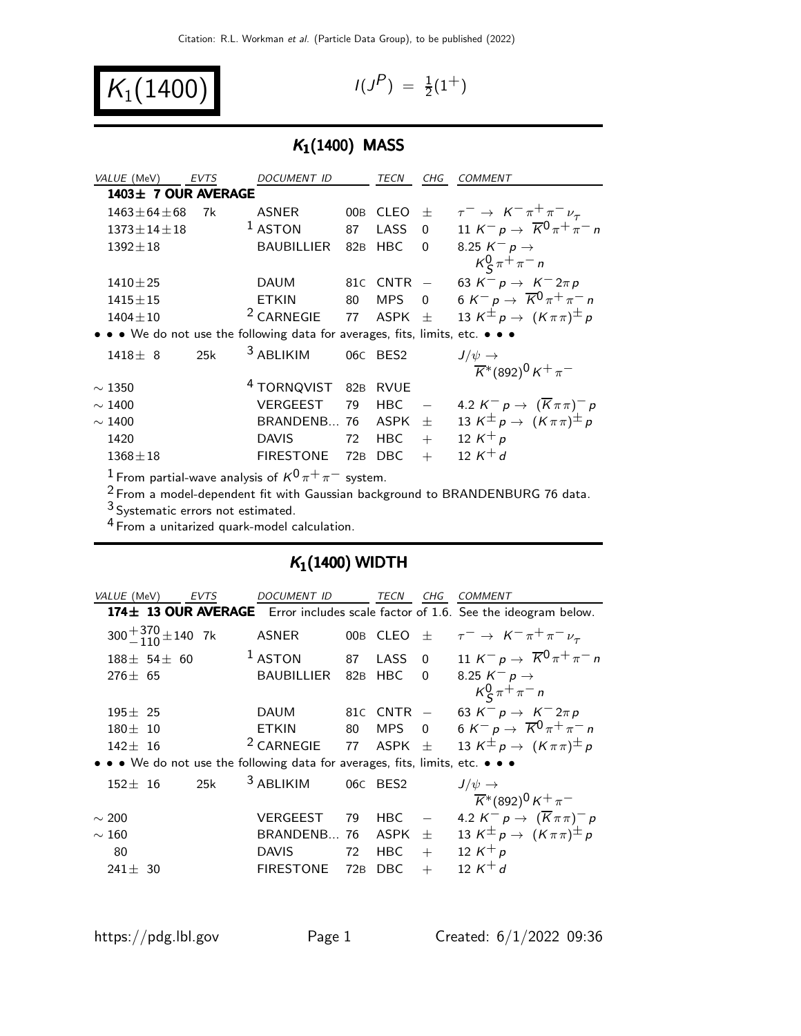Citation: R.L. Workman *et al.* (Particle Data Group), to be published (2022)

# $K_1(1400)$

$I(J^P) = \frac{1}{2}(1^+)$

## $K_1(1400)$ MASS

| VALUE (MeV) | EVTS | DOCUMENT ID | | TECN | CHG | COMMENT |
|---|---|---|---|---|---|---|
| **1403± 7 OUR AVERAGE** | | | | | | |
| $1463 \pm 64 \pm 68$ | 7k | ASNER | 00B | CLEO | $\pm$ | $\tau^- \to K^- \pi^+ \pi^- \nu_\tau$ |
| $1373 \pm 14 \pm 18$ | | [1] ASTON | 87 | LASS | 0 | 11 $K^- p \to \overline{K}^0 \pi^+ \pi^- n$ |
| $1392 \pm 18$ | | BAUBILLIER | 82B | HBC | 0 | 8.25 $K^- p \to K^0_S \pi^+ \pi^- n$ |
| $1410 \pm 25$ | | DAUM | 81C | CNTR | $-$ | 63 $K^- p \to K^- 2\pi p$ |
| $1415 \pm 15$ | | ETKIN | 80 | MPS | 0 | 6 $K^- p \to \overline{K}^0 \pi^+ \pi^- n$ |
| $1404 \pm 10$ | | [2] CARNEGIE | 77 | ASPK | $\pm$ | 13 $K^\pm p \to (K \pi \pi)^\pm p$ |
| • • • We do not use the following data for averages, fits, limits, etc. • • • | | | | | | |
| $1418 \pm 8$ | 25k | [3] ABLIKIM | 06C | BES2 | | $J/\psi \to \overline{K}^*(892)^0 K^+ \pi^-$ |
| $\sim 1350$ | | [4] TORNQVIST | 82B | RVUE | | |
| $\sim 1400$ | | VERGEEST | 79 | HBC | $-$ | 4.2 $K^- p \to (\overline{K} \pi \pi)^- p$ |
| $\sim 1400$ | | BRANDENB... | 76 | ASPK | $\pm$ | 13 $K^\pm p \to (K \pi \pi)^\pm p$ |
| 1420 | | DAVIS | 72 | HBC | $+$ | 12 $K^+ p$ |
| $1368 \pm 18$ | | FIRESTONE | 72B | DBC | $+$ | 12 $K^+ d$ |

[1] From partial-wave analysis of $K^0 \pi^+ \pi^-$ system.

[2] From a model-dependent fit with Gaussian background to BRANDENBURG 76 data.

[3] Systematic errors not estimated.

[4] From a unitarized quark-model calculation.

## $K_1(1400)$ WIDTH

| VALUE (MeV) | EVTS | DOCUMENT ID | | TECN | CHG | COMMENT |
|---|---|---|---|---|---|---|
| **174± 13 OUR AVERAGE** | | Error includes scale factor of 1.6. See the ideogram below. | | | | |
| $300^{+370}_{-110} \pm 140$ | 7k | ASNER | 00B | CLEO | $\pm$ | $\tau^- \to K^- \pi^+ \pi^- \nu_\tau$ |
| $188 \pm 54 \pm 60$ | | [1] ASTON | 87 | LASS | 0 | 11 $K^- p \to \overline{K}^0 \pi^+ \pi^- n$ |
| $276 \pm 65$ | | BAUBILLIER | 82B | HBC | 0 | 8.25 $K^- p \to K^0_S \pi^+ \pi^- n$ |
| $195 \pm 25$ | | DAUM | 81C | CNTR | $-$ | 63 $K^- p \to K^- 2\pi p$ |
| $180 \pm 10$ | | ETKIN | 80 | MPS | 0 | 6 $K^- p \to \overline{K}^0 \pi^+ \pi^- n$ |
| $142 \pm 16$ | | [2] CARNEGIE | 77 | ASPK | $\pm$ | 13 $K^\pm p \to (K \pi \pi)^\pm p$ |
| • • • We do not use the following data for averages, fits, limits, etc. • • • | | | | | | |
| $152 \pm 16$ | 25k | [3] ABLIKIM | 06C | BES2 | | $J/\psi \to \overline{K}^*(892)^0 K^+ \pi^-$ |
| $\sim 200$ | | VERGEEST | 79 | HBC | $-$ | 4.2 $K^- p \to (\overline{K} \pi \pi)^- p$ |
| $\sim 160$ | | BRANDENB... | 76 | ASPK | $\pm$ | 13 $K^\pm p \to (K \pi \pi)^\pm p$ |
| 80 | | DAVIS | 72 | HBC | $+$ | 12 $K^+ p$ |
| $241 \pm 30$ | | FIRESTONE | 72B | DBC | $+$ | 12 $K^+ d$ |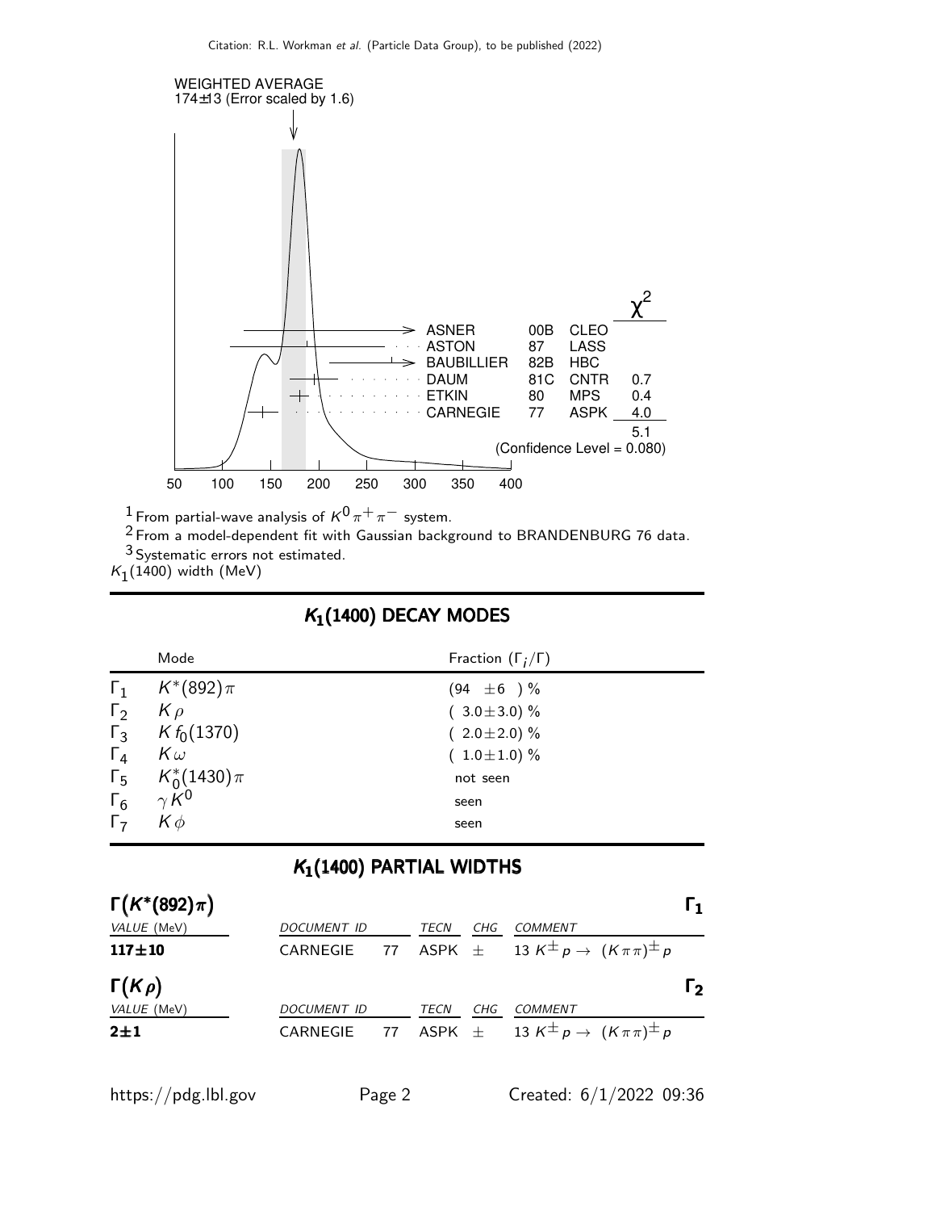WEIGHTED AVERAGE
174±13 (Error scaled by 1.6)

| | | | $\chi^2$ |
|---|---|---|---|
| ASNER | 00B | CLEO | |
| ASTON | 87 | LASS | |
| BAUBILLIER | 82B | HBC | |
| DAUM | 81C | CNTR | 0.7 |
| ETKIN | 80 | MPS | 0.4 |
| CARNEGIE | 77 | ASPK | 4.0 |
| | | | 5.1 |

(Confidence Level = 0.080)

50 100 150 200 250 300 350 400

[1] From partial-wave analysis of $K^0\pi^+\pi^-$ system.
[2] From a model-dependent fit with Gaussian background to BRANDENBURG 76 data.
[3] Systematic errors not estimated.

$K_1(1400)$ width (MeV)

## $K_1(1400)$ DECAY MODES

| | Mode | Fraction ($\Gamma_i/\Gamma$) |
|---|---|---|
| $\Gamma_1$ | $K^*(892)\pi$ | $(94 \pm 6)$ % |
| $\Gamma_2$ | $K\rho$ | $(3.0\pm3.0)$ % |
| $\Gamma_3$ | $K f_0(1370)$ | $(2.0\pm2.0)$ % |
| $\Gamma_4$ | $K\omega$ | $(1.0\pm1.0)$ % |
| $\Gamma_5$ | $K_0^*(1430)\pi$ | not seen |
| $\Gamma_6$ | $\gamma K^0$ | seen |
| $\Gamma_7$ | $K\phi$ | seen |

## $K_1(1400)$ PARTIAL WIDTHS

### $\Gamma(K^*(892)\pi)$ — $\Gamma_1$

| VALUE (MeV) | DOCUMENT ID | | TECN | CHG | COMMENT |
|---|---|---|---|---|---|
| **117±10** | CARNEGIE | 77 | ASPK | $\pm$ | 13 $K^\pm p \to (K\pi\pi)^\pm p$ |

### $\Gamma(K\rho)$ — $\Gamma_2$

| VALUE (MeV) | DOCUMENT ID | | TECN | CHG | COMMENT |
|---|---|---|---|---|---|
| **2±1** | CARNEGIE | 77 | ASPK | $\pm$ | 13 $K^\pm p \to (K\pi\pi)^\pm p$ |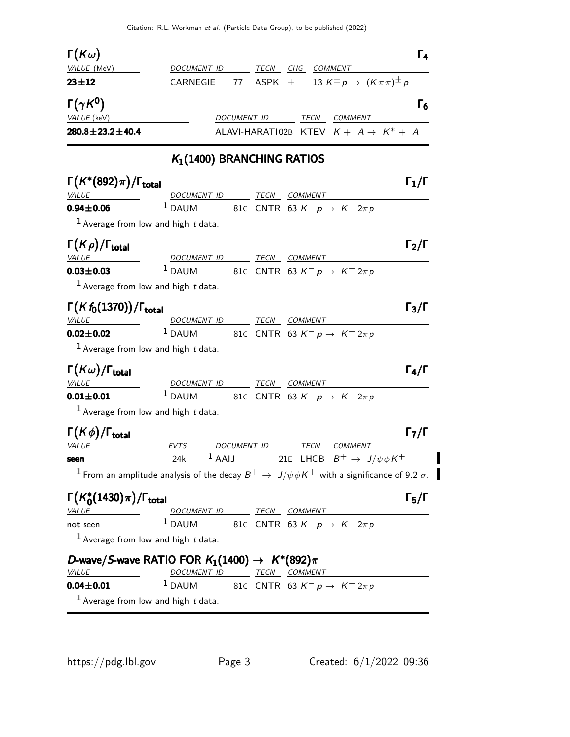## $\Gamma(K\omega)$ — $\Gamma_4$

| VALUE (MeV) | DOCUMENT ID | | TECN | CHG | COMMENT |
|---|---|---|---|---|---|
| **23±12** | CARNEGIE | 77 | ASPK | ± | 13 $K^{\pm} p \rightarrow (K\pi\pi)^{\pm} p$ |

## $\Gamma(\gamma K^0)$ — $\Gamma_6$

| VALUE (keV) | DOCUMENT ID | TECN | COMMENT |
|---|---|---|---|
| **280.8±23.2±40.4** | ALAVI-HARATI 02B | KTEV | $K + A \rightarrow K^* + A$ |

# $K_1(1400)$ BRANCHING RATIOS

## $\Gamma(K^*(892)\pi)/\Gamma_{\text{total}}$ — $\Gamma_1/\Gamma$

| VALUE | DOCUMENT ID | | TECN | COMMENT |
|---|---|---|---|---|
| **0.94±0.06** | [1] DAUM | 81C | CNTR | 63 $K^- p \rightarrow K^- 2\pi p$ |

[1] Average from low and high $t$ data.

## $\Gamma(K\rho)/\Gamma_{\text{total}}$ — $\Gamma_2/\Gamma$

| VALUE | DOCUMENT ID | | TECN | COMMENT |
|---|---|---|---|---|
| **0.03±0.03** | [1] DAUM | 81C | CNTR | 63 $K^- p \rightarrow K^- 2\pi p$ |

[1] Average from low and high $t$ data.

## $\Gamma(K f_0(1370))/\Gamma_{\text{total}}$ — $\Gamma_3/\Gamma$

| VALUE | DOCUMENT ID | | TECN | COMMENT |
|---|---|---|---|---|
| **0.02±0.02** | [1] DAUM | 81C | CNTR | 63 $K^- p \rightarrow K^- 2\pi p$ |

[1] Average from low and high $t$ data.

## $\Gamma(K\omega)/\Gamma_{\text{total}}$ — $\Gamma_4/\Gamma$

| VALUE | DOCUMENT ID | | TECN | COMMENT |
|---|---|---|---|---|
| **0.01±0.01** | [1] DAUM | 81C | CNTR | 63 $K^- p \rightarrow K^- 2\pi p$ |

[1] Average from low and high $t$ data.

## $\Gamma(K\phi)/\Gamma_{\text{total}}$ — $\Gamma_7/\Gamma$

| VALUE | EVTS | DOCUMENT ID | | TECN | COMMENT |
|---|---|---|---|---|---|
| **seen** | 24k | [1] AAIJ | 21E | LHCB | $B^+ \rightarrow J/\psi \phi K^+$ |

[1] From an amplitude analysis of the decay $B^+ \rightarrow J/\psi \phi K^+$ with a significance of 9.2 $\sigma$.

## $\Gamma(K_0^*(1430)\pi)/\Gamma_{\text{total}}$ — $\Gamma_5/\Gamma$

| VALUE | DOCUMENT ID | | TECN | COMMENT |
|---|---|---|---|---|
| not seen | [1] DAUM | 81C | CNTR | 63 $K^- p \rightarrow K^- 2\pi p$ |

[1] Average from low and high $t$ data.

## $D$-wave/$S$-wave RATIO FOR $K_1(1400) \rightarrow K^*(892)\pi$

| VALUE | DOCUMENT ID | | TECN | COMMENT |
|---|---|---|---|---|
| **0.04±0.01** | [1] DAUM | 81C | CNTR | 63 $K^- p \rightarrow K^- 2\pi p$ |

[1] Average from low and high $t$ data.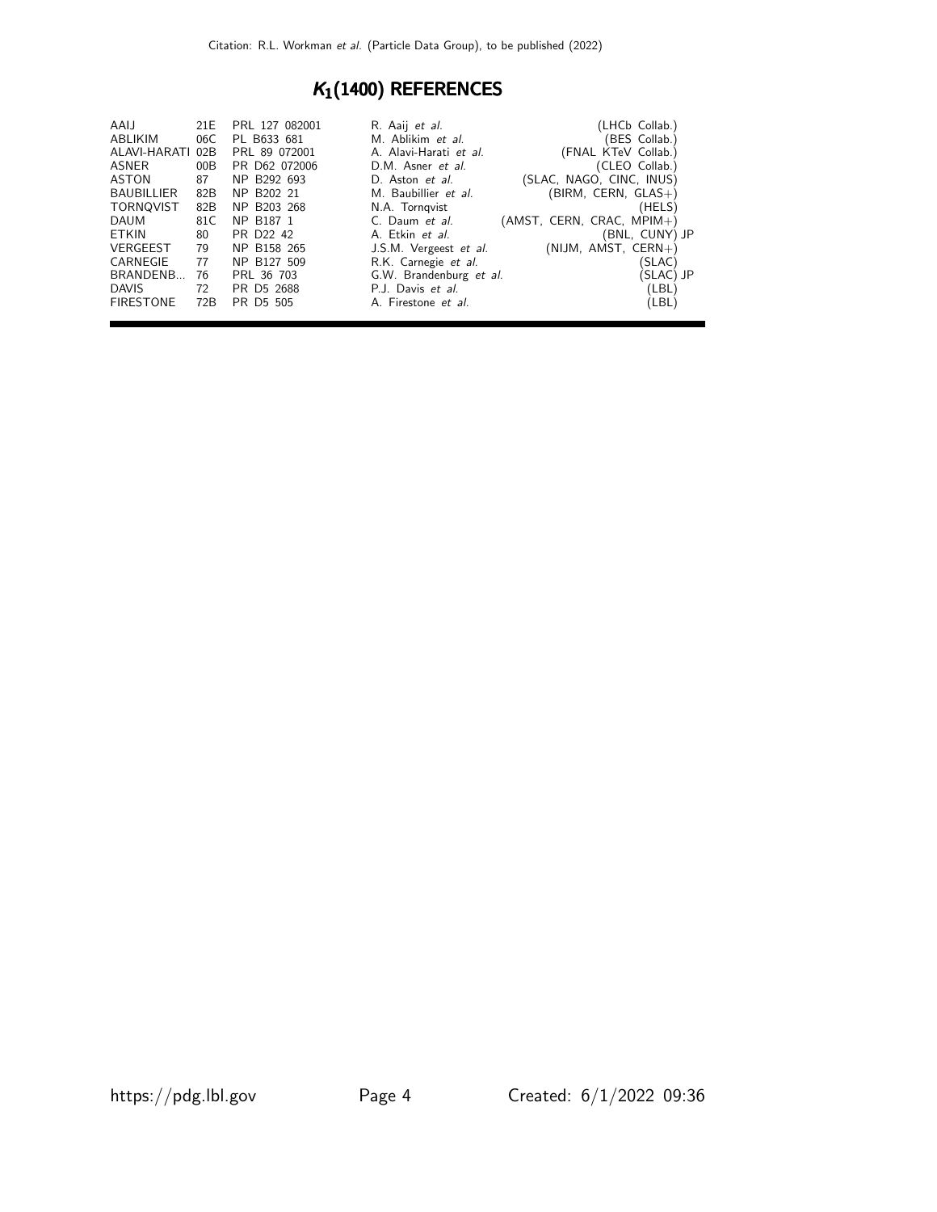# $K_1(1400)$ REFERENCES

| | | | | |
|---|---|---|---|---|
| AAIJ | 21E | PRL 127 082001 | R. Aaij *et al.* | (LHCb Collab.) |
| ABLIKIM | 06C | PL B633 681 | M. Ablikim *et al.* | (BES Collab.) |
| ALAVI-HARATI | 02B | PRL 89 072001 | A. Alavi-Harati *et al.* | (FNAL KTeV Collab.) |
| ASNER | 00B | PR D62 072006 | D.M. Asner *et al.* | (CLEO Collab.) |
| ASTON | 87 | NP B292 693 | D. Aston *et al.* | (SLAC, NAGO, CINC, INUS) |
| BAUBILLIER | 82B | NP B202 21 | M. Baubillier *et al.* | (BIRM, CERN, GLAS+) |
| TORNQVIST | 82B | NP B203 268 | N.A. Tornqvist | (HELS) |
| DAUM | 81C | NP B187 1 | C. Daum *et al.* | (AMST, CERN, CRAC, MPIM+) |
| ETKIN | 80 | PR D22 42 | A. Etkin *et al.* | (BNL, CUNY) JP |
| VERGEEST | 79 | NP B158 265 | J.S.M. Vergeest *et al.* | (NIJM, AMST, CERN+) |
| CARNEGIE | 77 | NP B127 509 | R.K. Carnegie *et al.* | (SLAC) |
| BRANDENB... | 76 | PRL 36 703 | G.W. Brandenburg *et al.* | (SLAC) JP |
| DAVIS | 72 | PR D5 2688 | P.J. Davis *et al.* | (LBL) |
| FIRESTONE | 72B | PR D5 505 | A. Firestone *et al.* | (LBL) |